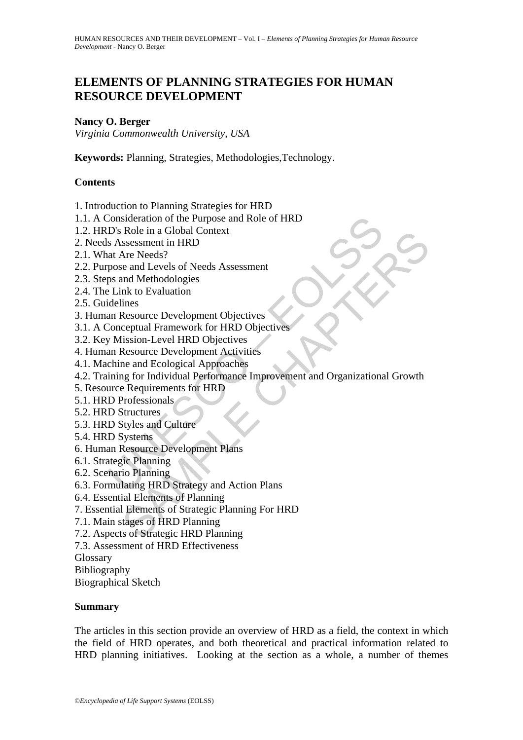# ELEMENTS OF PLANNING STRATEGIES FOR HUMAN RESOURCE DEVELOPMENT

**Nancy O. Berger**

*Virginia Commonwealth University, USA*

**Keywords:** Planning, Strategies, Methodologies,Technology.

## Contents

1. Introduction to Planning Strategies for HRD
1.1. A Consideration of the Purpose and Role of HRD
1.2. HRD's Role in a Global Context
2. Needs Assessment in HRD
2.1. What Are Needs?
2.2. Purpose and Levels of Needs Assessment
2.3. Steps and Methodologies
2.4. The Link to Evaluation
2.5. Guidelines
3. Human Resource Development Objectives
3.1. A Conceptual Framework for HRD Objectives
3.2. Key Mission-Level HRD Objectives
4. Human Resource Development Activities
4.1. Machine and Ecological Approaches
4.2. Training for Individual Performance Improvement and Organizational Growth
5. Resource Requirements for HRD
5.1. HRD Professionals
5.2. HRD Structures
5.3. HRD Styles and Culture
5.4. HRD Systems
6. Human Resource Development Plans
6.1. Strategic Planning
6.2. Scenario Planning
6.3. Formulating HRD Strategy and Action Plans
6.4. Essential Elements of Planning
7. Essential Elements of Strategic Planning For HRD
7.1. Main stages of HRD Planning
7.2. Aspects of Strategic HRD Planning
7.3. Assessment of HRD Effectiveness
Glossary
Bibliography
Biographical Sketch

## Summary

The articles in this section provide an overview of HRD as a field, the context in which the field of HRD operates, and both theoretical and practical information related to HRD planning initiatives. Looking at the section as a whole, a number of themes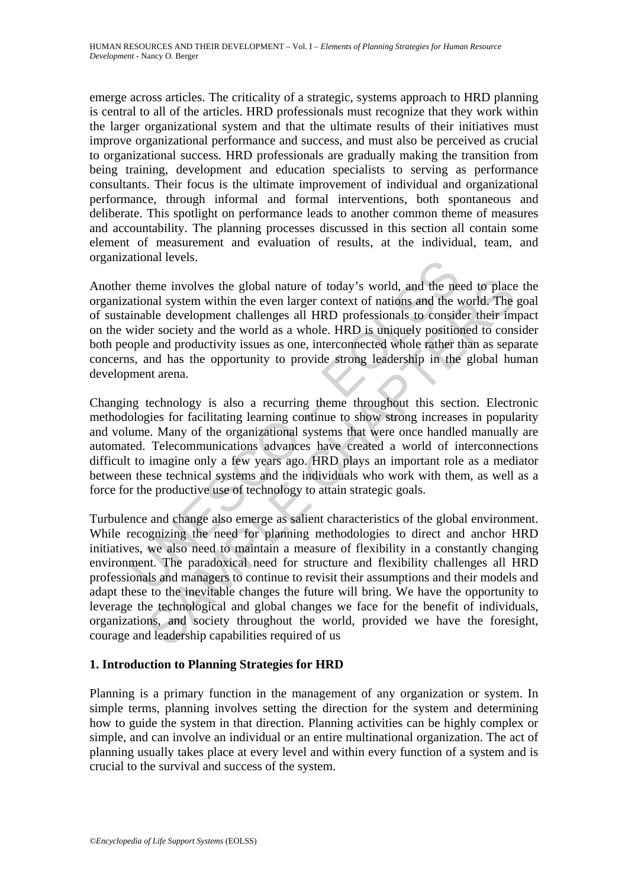emerge across articles. The criticality of a strategic, systems approach to HRD planning is central to all of the articles. HRD professionals must recognize that they work within the larger organizational system and that the ultimate results of their initiatives must improve organizational performance and success, and must also be perceived as crucial to organizational success. HRD professionals are gradually making the transition from being training, development and education specialists to serving as performance consultants. Their focus is the ultimate improvement of individual and organizational performance, through informal and formal interventions, both spontaneous and deliberate. This spotlight on performance leads to another common theme of measures and accountability. The planning processes discussed in this section all contain some element of measurement and evaluation of results, at the individual, team, and organizational levels.

Another theme involves the global nature of today's world, and the need to place the organizational system within the even larger context of nations and the world. The goal of sustainable development challenges all HRD professionals to consider their impact on the wider society and the world as a whole. HRD is uniquely positioned to consider both people and productivity issues as one, interconnected whole rather than as separate concerns, and has the opportunity to provide strong leadership in the global human development arena.

Changing technology is also a recurring theme throughout this section. Electronic methodologies for facilitating learning continue to show strong increases in popularity and volume. Many of the organizational systems that were once handled manually are automated. Telecommunications advances have created a world of interconnections difficult to imagine only a few years ago. HRD plays an important role as a mediator between these technical systems and the individuals who work with them, as well as a force for the productive use of technology to attain strategic goals.

Turbulence and change also emerge as salient characteristics of the global environment. While recognizing the need for planning methodologies to direct and anchor HRD initiatives, we also need to maintain a measure of flexibility in a constantly changing environment. The paradoxical need for structure and flexibility challenges all HRD professionals and managers to continue to revisit their assumptions and their models and adapt these to the inevitable changes the future will bring. We have the opportunity to leverage the technological and global changes we face for the benefit of individuals, organizations, and society throughout the world, provided we have the foresight, courage and leadership capabilities required of us

## 1. Introduction to Planning Strategies for HRD

Planning is a primary function in the management of any organization or system. In simple terms, planning involves setting the direction for the system and determining how to guide the system in that direction. Planning activities can be highly complex or simple, and can involve an individual or an entire multinational organization. The act of planning usually takes place at every level and within every function of a system and is crucial to the survival and success of the system.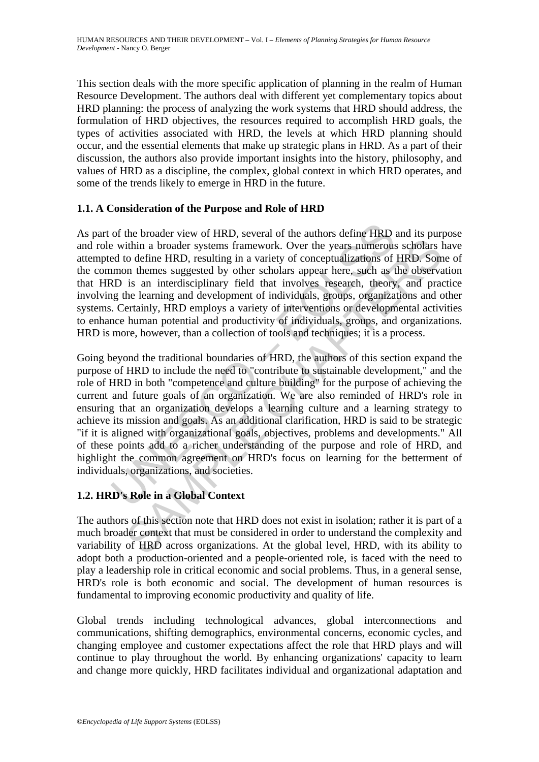This section deals with the more specific application of planning in the realm of Human Resource Development. The authors deal with different yet complementary topics about HRD planning: the process of analyzing the work systems that HRD should address, the formulation of HRD objectives, the resources required to accomplish HRD goals, the types of activities associated with HRD, the levels at which HRD planning should occur, and the essential elements that make up strategic plans in HRD. As a part of their discussion, the authors also provide important insights into the history, philosophy, and values of HRD as a discipline, the complex, global context in which HRD operates, and some of the trends likely to emerge in HRD in the future.

## 1.1. A Consideration of the Purpose and Role of HRD

As part of the broader view of HRD, several of the authors define HRD and its purpose and role within a broader systems framework. Over the years numerous scholars have attempted to define HRD, resulting in a variety of conceptualizations of HRD. Some of the common themes suggested by other scholars appear here, such as the observation that HRD is an interdisciplinary field that involves research, theory, and practice involving the learning and development of individuals, groups, organizations and other systems. Certainly, HRD employs a variety of interventions or developmental activities to enhance human potential and productivity of individuals, groups, and organizations. HRD is more, however, than a collection of tools and techniques; it is a process.

Going beyond the traditional boundaries of HRD, the authors of this section expand the purpose of HRD to include the need to "contribute to sustainable development," and the role of HRD in both "competence and culture building" for the purpose of achieving the current and future goals of an organization. We are also reminded of HRD's role in ensuring that an organization develops a learning culture and a learning strategy to achieve its mission and goals. As an additional clarification, HRD is said to be strategic "if it is aligned with organizational goals, objectives, problems and developments." All of these points add to a richer understanding of the purpose and role of HRD, and highlight the common agreement on HRD's focus on learning for the betterment of individuals, organizations, and societies.

## 1.2. HRD's Role in a Global Context

The authors of this section note that HRD does not exist in isolation; rather it is part of a much broader context that must be considered in order to understand the complexity and variability of HRD across organizations. At the global level, HRD, with its ability to adopt both a production-oriented and a people-oriented role, is faced with the need to play a leadership role in critical economic and social problems. Thus, in a general sense, HRD's role is both economic and social. The development of human resources is fundamental to improving economic productivity and quality of life.

Global trends including technological advances, global interconnections and communications, shifting demographics, environmental concerns, economic cycles, and changing employee and customer expectations affect the role that HRD plays and will continue to play throughout the world. By enhancing organizations' capacity to learn and change more quickly, HRD facilitates individual and organizational adaptation and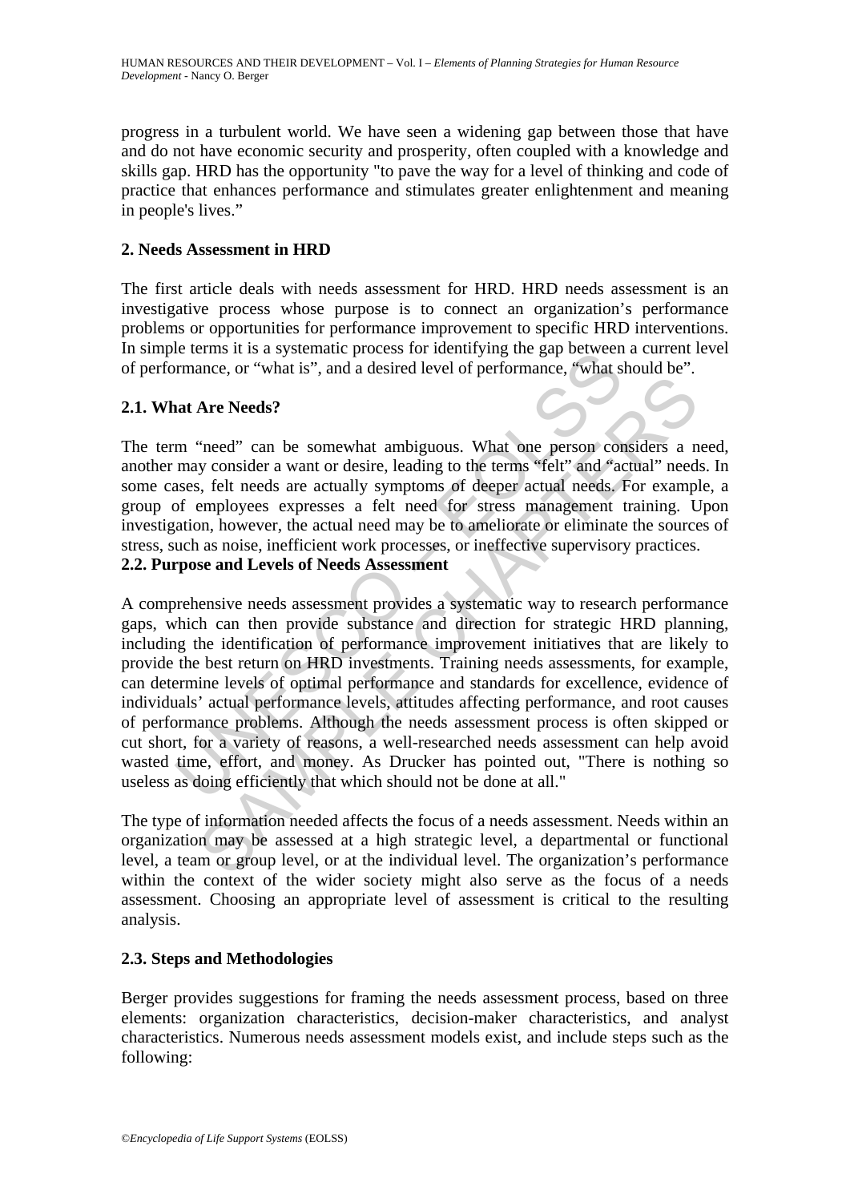progress in a turbulent world. We have seen a widening gap between those that have and do not have economic security and prosperity, often coupled with a knowledge and skills gap. HRD has the opportunity "to pave the way for a level of thinking and code of practice that enhances performance and stimulates greater enlightenment and meaning in people's lives."

## 2. Needs Assessment in HRD

The first article deals with needs assessment for HRD. HRD needs assessment is an investigative process whose purpose is to connect an organization's performance problems or opportunities for performance improvement to specific HRD interventions. In simple terms it is a systematic process for identifying the gap between a current level of performance, or "what is", and a desired level of performance, "what should be".

### 2.1. What Are Needs?

The term "need" can be somewhat ambiguous. What one person considers a need, another may consider a want or desire, leading to the terms "felt" and "actual" needs. In some cases, felt needs are actually symptoms of deeper actual needs. For example, a group of employees expresses a felt need for stress management training. Upon investigation, however, the actual need may be to ameliorate or eliminate the sources of stress, such as noise, inefficient work processes, or ineffective supervisory practices.

### 2.2. Purpose and Levels of Needs Assessment

A comprehensive needs assessment provides a systematic way to research performance gaps, which can then provide substance and direction for strategic HRD planning, including the identification of performance improvement initiatives that are likely to provide the best return on HRD investments. Training needs assessments, for example, can determine levels of optimal performance and standards for excellence, evidence of individuals' actual performance levels, attitudes affecting performance, and root causes of performance problems. Although the needs assessment process is often skipped or cut short, for a variety of reasons, a well-researched needs assessment can help avoid wasted time, effort, and money. As Drucker has pointed out, "There is nothing so useless as doing efficiently that which should not be done at all."

The type of information needed affects the focus of a needs assessment. Needs within an organization may be assessed at a high strategic level, a departmental or functional level, a team or group level, or at the individual level. The organization's performance within the context of the wider society might also serve as the focus of a needs assessment. Choosing an appropriate level of assessment is critical to the resulting analysis.

### 2.3. Steps and Methodologies

Berger provides suggestions for framing the needs assessment process, based on three elements: organization characteristics, decision-maker characteristics, and analyst characteristics. Numerous needs assessment models exist, and include steps such as the following: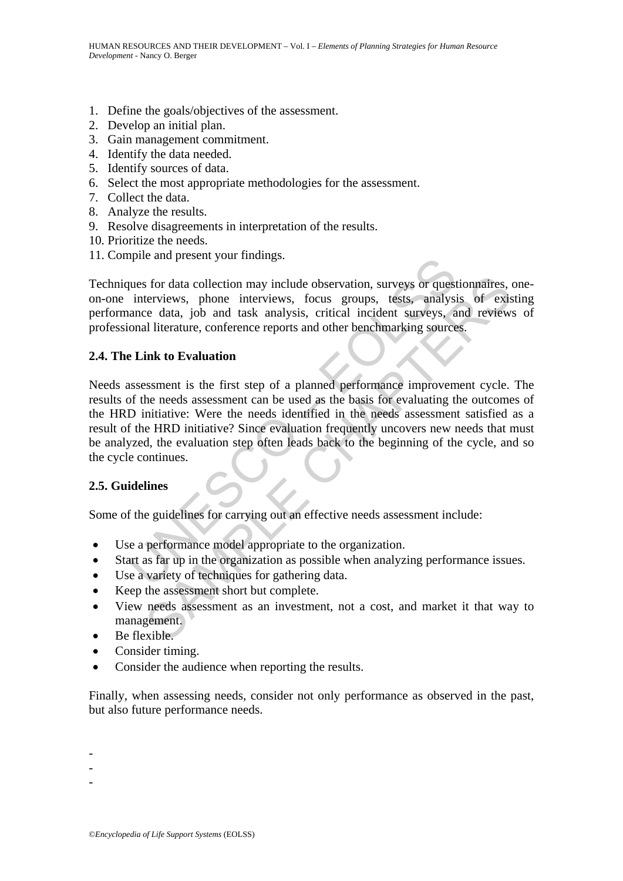1. Define the goals/objectives of the assessment.
2. Develop an initial plan.
3. Gain management commitment.
4. Identify the data needed.
5. Identify sources of data.
6. Select the most appropriate methodologies for the assessment.
7. Collect the data.
8. Analyze the results.
9. Resolve disagreements in interpretation of the results.
10. Prioritize the needs.
11. Compile and present your findings.

Techniques for data collection may include observation, surveys or questionnaires, one-on-one interviews, phone interviews, focus groups, tests, analysis of existing performance data, job and task analysis, critical incident surveys, and reviews of professional literature, conference reports and other benchmarking sources.

### 2.4. The Link to Evaluation

Needs assessment is the first step of a planned performance improvement cycle. The results of the needs assessment can be used as the basis for evaluating the outcomes of the HRD initiative: Were the needs identified in the needs assessment satisfied as a result of the HRD initiative? Since evaluation frequently uncovers new needs that must be analyzed, the evaluation step often leads back to the beginning of the cycle, and so the cycle continues.

### 2.5. Guidelines

Some of the guidelines for carrying out an effective needs assessment include:

- Use a performance model appropriate to the organization.
- Start as far up in the organization as possible when analyzing performance issues.
- Use a variety of techniques for gathering data.
- Keep the assessment short but complete.
- View needs assessment as an investment, not a cost, and market it that way to management.
- Be flexible.
- Consider timing.
- Consider the audience when reporting the results.

Finally, when assessing needs, consider not only performance as observed in the past, but also future performance needs.

-
-
-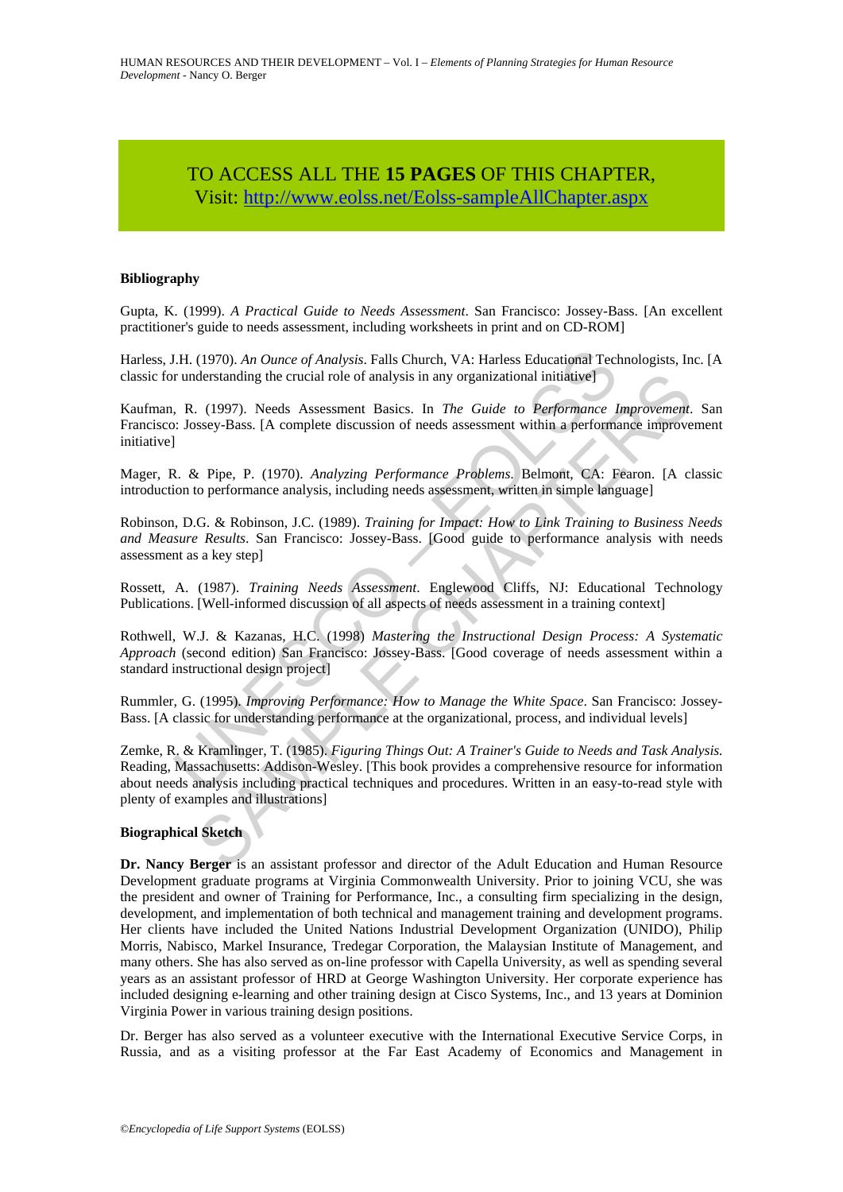TO ACCESS ALL THE **15 PAGES** OF THIS CHAPTER,
Visit: http://www.eolss.net/Eolss-sampleAllChapter.aspx

### Bibliography

Gupta, K. (1999). *A Practical Guide to Needs Assessment*. San Francisco: Jossey-Bass. [An excellent practitioner's guide to needs assessment, including worksheets in print and on CD-ROM]

Harless, J.H. (1970). *An Ounce of Analysis*. Falls Church, VA: Harless Educational Technologists, Inc. [A classic for understanding the crucial role of analysis in any organizational initiative]

Kaufman, R. (1997). Needs Assessment Basics. In *The Guide to Performance Improvement*. San Francisco: Jossey-Bass. [A complete discussion of needs assessment within a performance improvement initiative]

Mager, R. & Pipe, P. (1970). *Analyzing Performance Problems*. Belmont, CA: Fearon. [A classic introduction to performance analysis, including needs assessment, written in simple language]

Robinson, D.G. & Robinson, J.C. (1989). *Training for Impact: How to Link Training to Business Needs and Measure Results*. San Francisco: Jossey-Bass. [Good guide to performance analysis with needs assessment as a key step]

Rossett, A. (1987). *Training Needs Assessment*. Englewood Cliffs, NJ: Educational Technology Publications. [Well-informed discussion of all aspects of needs assessment in a training context]

Rothwell, W.J. & Kazanas, H.C. (1998) *Mastering the Instructional Design Process: A Systematic Approach* (second edition) San Francisco: Jossey-Bass. [Good coverage of needs assessment within a standard instructional design project]

Rummler, G. (1995). *Improving Performance: How to Manage the White Space*. San Francisco: Jossey-Bass. [A classic for understanding performance at the organizational, process, and individual levels]

Zemke, R. & Kramlinger, T. (1985). *Figuring Things Out: A Trainer's Guide to Needs and Task Analysis*. Reading, Massachusetts: Addison-Wesley. [This book provides a comprehensive resource for information about needs analysis including practical techniques and procedures. Written in an easy-to-read style with plenty of examples and illustrations]

### Biographical Sketch

**Dr. Nancy Berger** is an assistant professor and director of the Adult Education and Human Resource Development graduate programs at Virginia Commonwealth University. Prior to joining VCU, she was the president and owner of Training for Performance, Inc., a consulting firm specializing in the design, development, and implementation of both technical and management training and development programs. Her clients have included the United Nations Industrial Development Organization (UNIDO), Philip Morris, Nabisco, Markel Insurance, Tredegar Corporation, the Malaysian Institute of Management, and many others. She has also served as on-line professor with Capella University, as well as spending several years as an assistant professor of HRD at George Washington University. Her corporate experience has included designing e-learning and other training design at Cisco Systems, Inc., and 13 years at Dominion Virginia Power in various training design positions.

Dr. Berger has also served as a volunteer executive with the International Executive Service Corps, in Russia, and as a visiting professor at the Far East Academy of Economics and Management in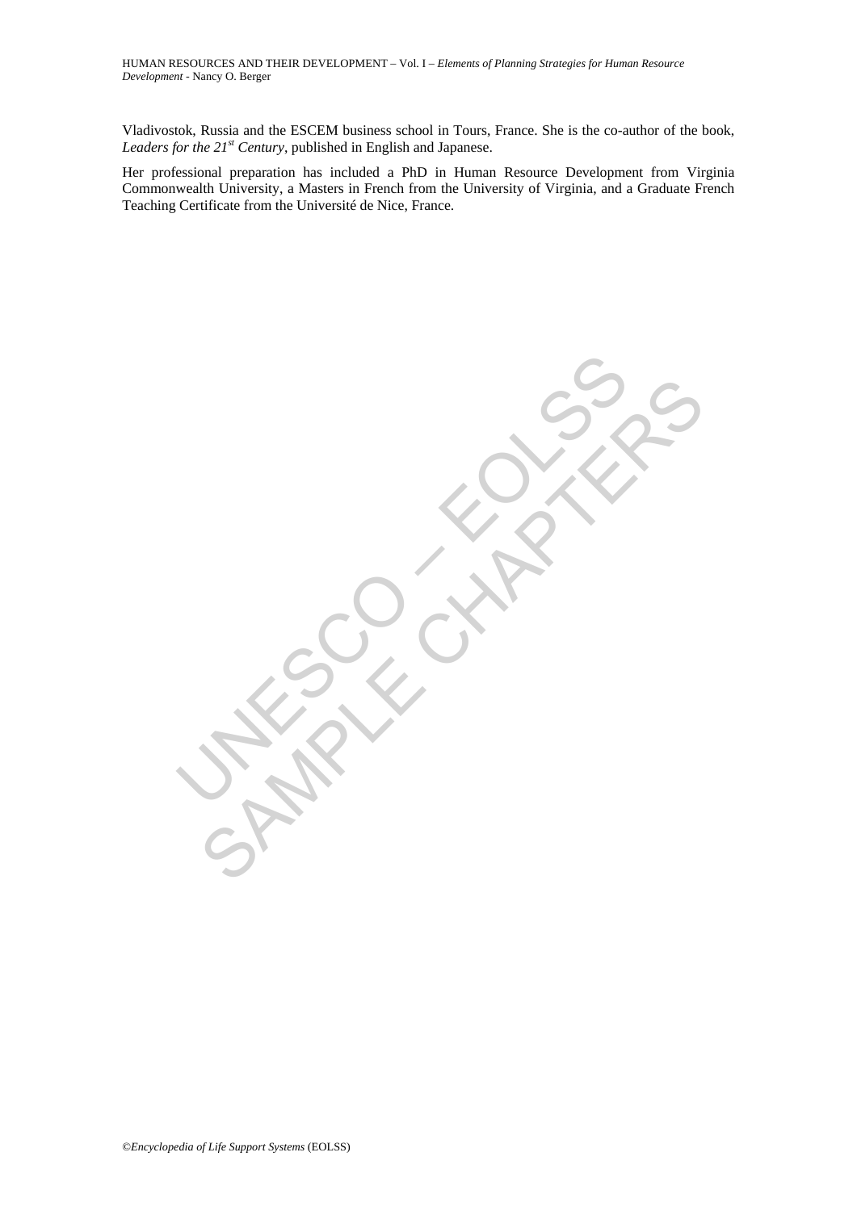Vladivostok, Russia and the ESCEM business school in Tours, France. She is the co-author of the book, *Leaders for the 21st Century*, published in English and Japanese.

Her professional preparation has included a PhD in Human Resource Development from Virginia Commonwealth University, a Masters in French from the University of Virginia, and a Graduate French Teaching Certificate from the Université de Nice, France.